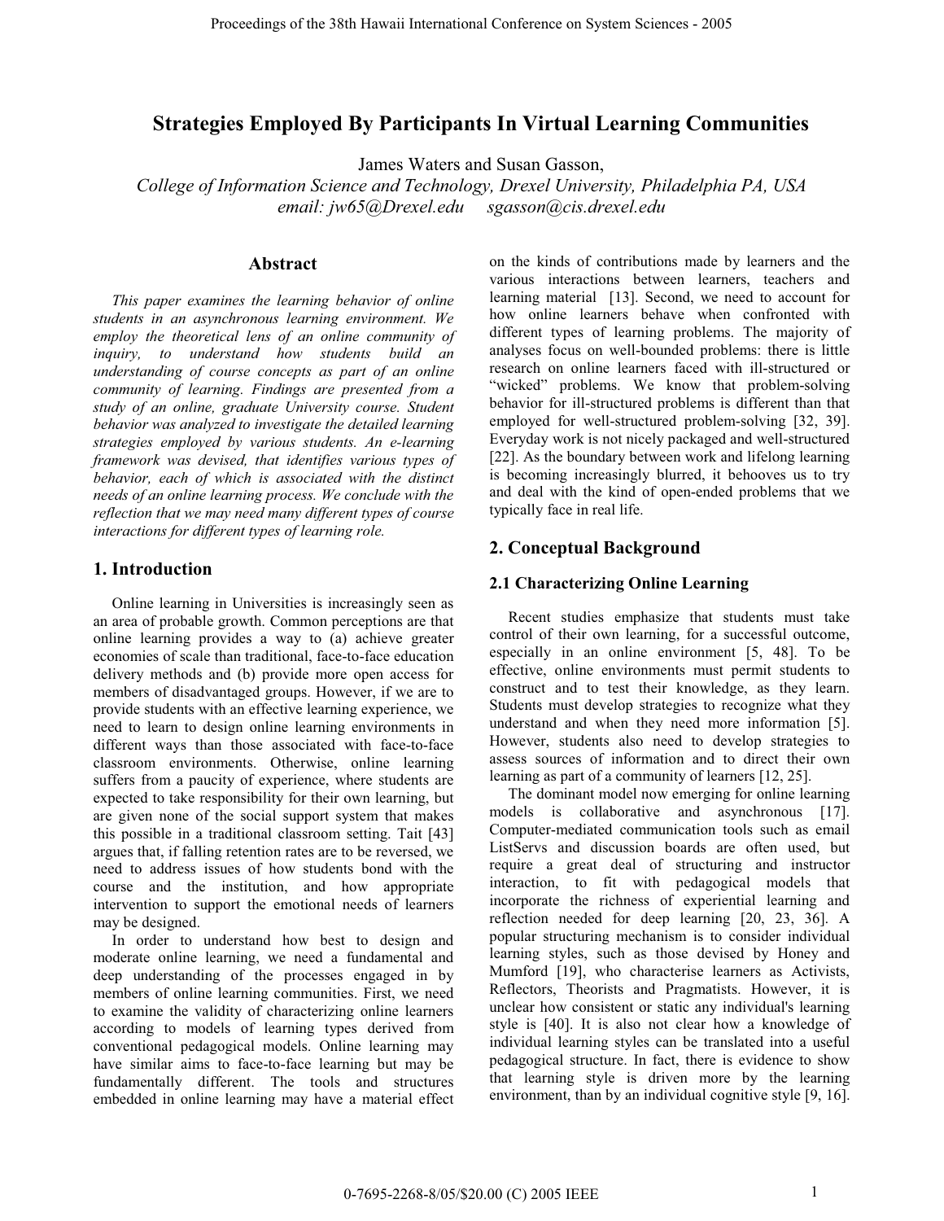# Strategies Employed By Participants In Virtual Learning Communities

James Waters and Susan Gasson,

*College of Information Science and Technology, Drexel University, Philadelphia PA, USA*
*email: jw65@Drexel.edu     sgasson@cis.drexel.edu*

## Abstract

*This paper examines the learning behavior of online students in an asynchronous learning environment. We employ the theoretical lens of an online community of inquiry, to understand how students build an understanding of course concepts as part of an online community of learning. Findings are presented from a study of an online, graduate University course. Student behavior was analyzed to investigate the detailed learning strategies employed by various students. An e-learning framework was devised, that identifies various types of behavior, each of which is associated with the distinct needs of an online learning process. We conclude with the reflection that we may need many different types of course interactions for different types of learning role.*

## 1. Introduction

Online learning in Universities is increasingly seen as an area of probable growth. Common perceptions are that online learning provides a way to (a) achieve greater economies of scale than traditional, face-to-face education delivery methods and (b) provide more open access for members of disadvantaged groups. However, if we are to provide students with an effective learning experience, we need to learn to design online learning environments in different ways than those associated with face-to-face classroom environments. Otherwise, online learning suffers from a paucity of experience, where students are expected to take responsibility for their own learning, but are given none of the social support system that makes this possible in a traditional classroom setting. Tait [43] argues that, if falling retention rates are to be reversed, we need to address issues of how students bond with the course and the institution, and how appropriate intervention to support the emotional needs of learners may be designed.

In order to understand how best to design and moderate online learning, we need a fundamental and deep understanding of the processes engaged in by members of online learning communities. First, we need to examine the validity of characterizing online learners according to models of learning types derived from conventional pedagogical models. Online learning may have similar aims to face-to-face learning but may be fundamentally different. The tools and structures embedded in online learning may have a material effect on the kinds of contributions made by learners and the various interactions between learners, teachers and learning material [13]. Second, we need to account for how online learners behave when confronted with different types of learning problems. The majority of analyses focus on well-bounded problems: there is little research on online learners faced with ill-structured or "wicked" problems. We know that problem-solving behavior for ill-structured problems is different than that employed for well-structured problem-solving [32, 39]. Everyday work is not nicely packaged and well-structured [22]. As the boundary between work and lifelong learning is becoming increasingly blurred, it behooves us to try and deal with the kind of open-ended problems that we typically face in real life.

## 2. Conceptual Background

### 2.1 Characterizing Online Learning

Recent studies emphasize that students must take control of their own learning, for a successful outcome, especially in an online environment [5, 48]. To be effective, online environments must permit students to construct and to test their knowledge, as they learn. Students must develop strategies to recognize what they understand and when they need more information [5]. However, students also need to develop strategies to assess sources of information and to direct their own learning as part of a community of learners [12, 25].

The dominant model now emerging for online learning models is collaborative and asynchronous [17]. Computer-mediated communication tools such as email ListServs and discussion boards are often used, but require a great deal of structuring and instructor interaction, to fit with pedagogical models that incorporate the richness of experiential learning and reflection needed for deep learning [20, 23, 36]. A popular structuring mechanism is to consider individual learning styles, such as those devised by Honey and Mumford [19], who characterise learners as Activists, Reflectors, Theorists and Pragmatists. However, it is unclear how consistent or static any individual's learning style is [40]. It is also not clear how a knowledge of individual learning styles can be translated into a useful pedagogical structure. In fact, there is evidence to show that learning style is driven more by the learning environment, than by an individual cognitive style [9, 16].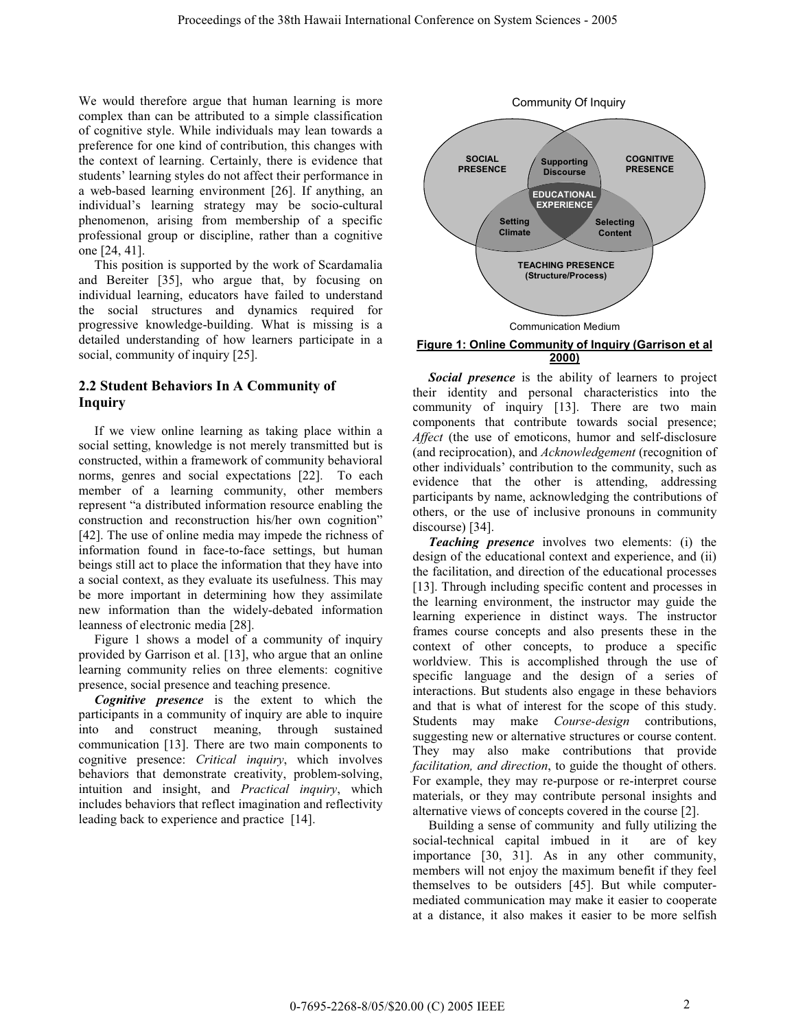We would therefore argue that human learning is more complex than can be attributed to a simple classification of cognitive style. While individuals may lean towards a preference for one kind of contribution, this changes with the context of learning. Certainly, there is evidence that students' learning styles do not affect their performance in a web-based learning environment [26]. If anything, an individual's learning strategy may be socio-cultural phenomenon, arising from membership of a specific professional group or discipline, rather than a cognitive one [24, 41].

This position is supported by the work of Scardamalia and Bereiter [35], who argue that, by focusing on individual learning, educators have failed to understand the social structures and dynamics required for progressive knowledge-building. What is missing is a detailed understanding of how learners participate in a social, community of inquiry [25].

## 2.2 Student Behaviors In A Community of Inquiry

If we view online learning as taking place within a social setting, knowledge is not merely transmitted but is constructed, within a framework of community behavioral norms, genres and social expectations [22]. To each member of a learning community, other members represent "a distributed information resource enabling the construction and reconstruction his/her own cognition" [42]. The use of online media may impede the richness of information found in face-to-face settings, but human beings still act to place the information that they have into a social context, as they evaluate its usefulness. This may be more important in determining how they assimilate new information than the widely-debated information leanness of electronic media [28].

Figure 1 shows a model of a community of inquiry provided by Garrison et al. [13], who argue that an online learning community relies on three elements: cognitive presence, social presence and teaching presence.

***Cognitive presence*** is the extent to which the participants in a community of inquiry are able to inquire into and construct meaning, through sustained communication [13]. There are two main components to cognitive presence: *Critical inquiry*, which involves behaviors that demonstrate creativity, problem-solving, intuition and insight, and *Practical inquiry*, which includes behaviors that reflect imagination and reflectivity leading back to experience and practice [14].

Community Of Inquiry

SOCIAL PRESENCE | Supporting Discourse | COGNITIVE PRESENCE | EDUCATIONAL EXPERIENCE | Setting Climate | Selecting Content | TEACHING PRESENCE (Structure/Process)

Communication Medium

**Figure 1: Online Community of Inquiry (Garrison et al 2000)**

***Social presence*** is the ability of learners to project their identity and personal characteristics into the community of inquiry [13]. There are two main components that contribute towards social presence; *Affect* (the use of emoticons, humor and self-disclosure (and reciprocation), and *Acknowledgement* (recognition of other individuals' contribution to the community, such as evidence that the other is attending, addressing participants by name, acknowledging the contributions of others, or the use of inclusive pronouns in community discourse) [34].

***Teaching presence*** involves two elements: (i) the design of the educational context and experience, and (ii) the facilitation, and direction of the educational processes [13]. Through including specific content and processes in the learning environment, the instructor may guide the learning experience in distinct ways. The instructor frames course concepts and also presents these in the context of other concepts, to produce a specific worldview. This is accomplished through the use of specific language and the design of a series of interactions. But students also engage in these behaviors and that is what of interest for the scope of this study. Students may make *Course-design* contributions, suggesting new or alternative structures or course content. They may also make contributions that provide *facilitation, and direction*, to guide the thought of others. For example, they may re-purpose or re-interpret course materials, or they may contribute personal insights and alternative views of concepts covered in the course [2].

Building a sense of community and fully utilizing the social-technical capital imbued in it are of key importance [30, 31]. As in any other community, members will not enjoy the maximum benefit if they feel themselves to be outsiders [45]. But while computer-mediated communication may make it easier to cooperate at a distance, it also makes it easier to be more selfish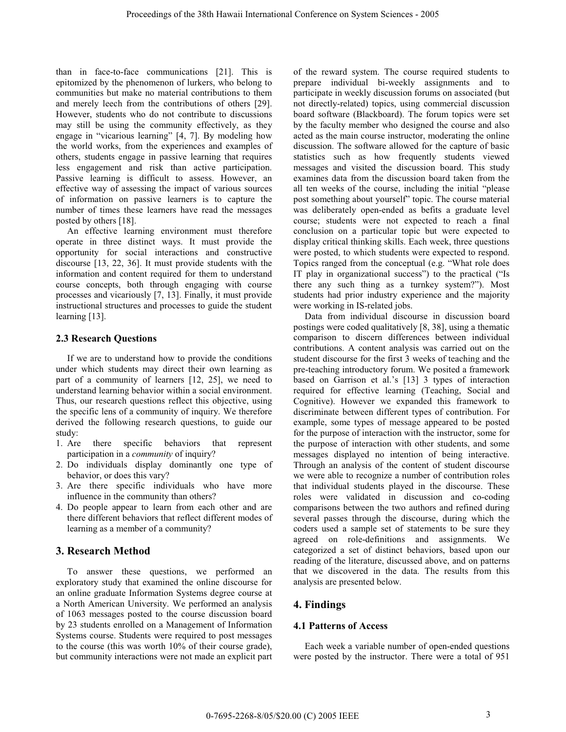than in face-to-face communications [21]. This is epitomized by the phenomenon of lurkers, who belong to communities but make no material contributions to them and merely leech from the contributions of others [29]. However, students who do not contribute to discussions may still be using the community effectively, as they engage in "vicarious learning" [4, 7]. By modeling how the world works, from the experiences and examples of others, students engage in passive learning that requires less engagement and risk than active participation. Passive learning is difficult to assess. However, an effective way of assessing the impact of various sources of information on passive learners is to capture the number of times these learners have read the messages posted by others [18].

An effective learning environment must therefore operate in three distinct ways. It must provide the opportunity for social interactions and constructive discourse [13, 22, 36]. It must provide students with the information and content required for them to understand course concepts, both through engaging with course processes and vicariously [7, 13]. Finally, it must provide instructional structures and processes to guide the student learning [13].

### 2.3 Research Questions

If we are to understand how to provide the conditions under which students may direct their own learning as part of a community of learners [12, 25], we need to understand learning behavior within a social environment. Thus, our research questions reflect this objective, using the specific lens of a community of inquiry. We therefore derived the following research questions, to guide our study:

1. Are there specific behaviors that represent participation in a *community* of inquiry?
2. Do individuals display dominantly one type of behavior, or does this vary?
3. Are there specific individuals who have more influence in the community than others?
4. Do people appear to learn from each other and are there different behaviors that reflect different modes of learning as a member of a community?

## 3. Research Method

To answer these questions, we performed an exploratory study that examined the online discourse for an online graduate Information Systems degree course at a North American University. We performed an analysis of 1063 messages posted to the course discussion board by 23 students enrolled on a Management of Information Systems course. Students were required to post messages to the course (this was worth 10% of their course grade), but community interactions were not made an explicit part of the reward system. The course required students to prepare individual bi-weekly assignments and to participate in weekly discussion forums on associated (but not directly-related) topics, using commercial discussion board software (Blackboard). The forum topics were set by the faculty member who designed the course and also acted as the main course instructor, moderating the online discussion. The software allowed for the capture of basic statistics such as how frequently students viewed messages and visited the discussion board. This study examines data from the discussion board taken from the all ten weeks of the course, including the initial "please post something about yourself" topic. The course material was deliberately open-ended as befits a graduate level course; students were not expected to reach a final conclusion on a particular topic but were expected to display critical thinking skills. Each week, three questions were posted, to which students were expected to respond. Topics ranged from the conceptual (e.g. "What role does IT play in organizational success") to the practical ("Is there any such thing as a turnkey system?"). Most students had prior industry experience and the majority were working in IS-related jobs.

Data from individual discourse in discussion board postings were coded qualitatively [8, 38], using a thematic comparison to discern differences between individual contributions. A content analysis was carried out on the student discourse for the first 3 weeks of teaching and the pre-teaching introductory forum. We posited a framework based on Garrison et al.'s [13] 3 types of interaction required for effective learning (Teaching, Social and Cognitive). However we expanded this framework to discriminate between different types of contribution. For example, some types of message appeared to be posted for the purpose of interaction with the instructor, some for the purpose of interaction with other students, and some messages displayed no intention of being interactive. Through an analysis of the content of student discourse we were able to recognize a number of contribution roles that individual students played in the discourse. These roles were validated in discussion and co-coding comparisons between the two authors and refined during several passes through the discourse, during which the coders used a sample set of statements to be sure they agreed on role-definitions and assignments. We categorized a set of distinct behaviors, based upon our reading of the literature, discussed above, and on patterns that we discovered in the data. The results from this analysis are presented below.

## 4. Findings

### 4.1 Patterns of Access

Each week a variable number of open-ended questions were posted by the instructor. There were a total of 951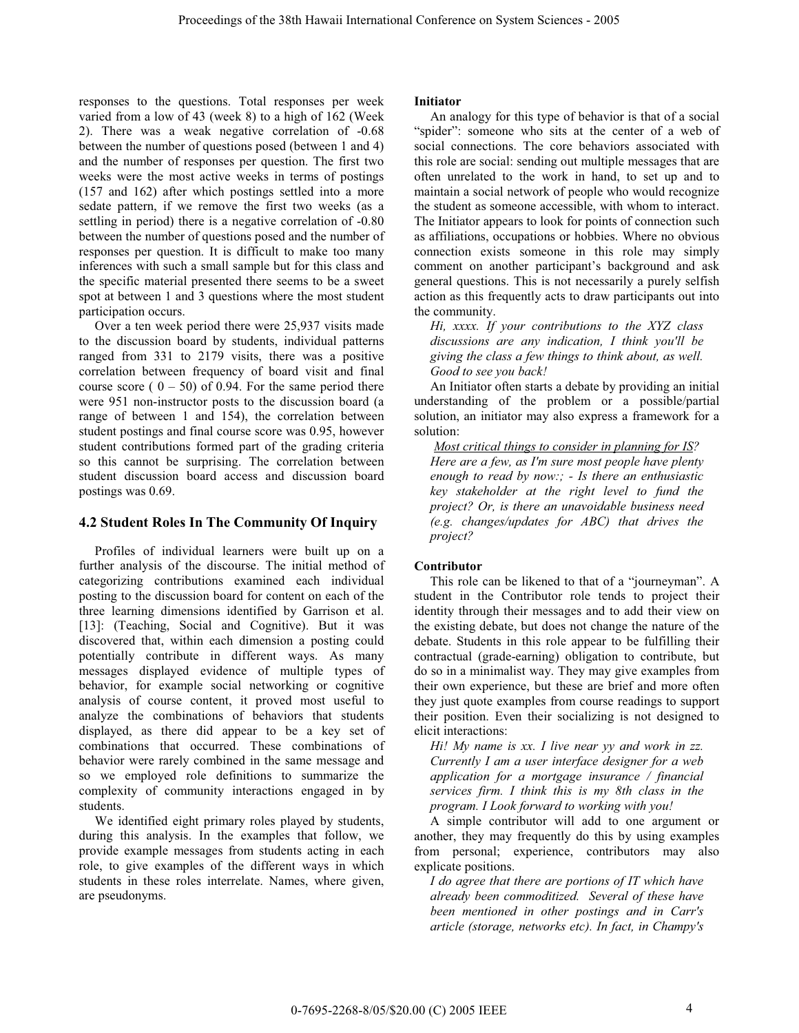responses to the questions. Total responses per week varied from a low of 43 (week 8) to a high of 162 (Week 2). There was a weak negative correlation of -0.68 between the number of questions posed (between 1 and 4) and the number of responses per question. The first two weeks were the most active weeks in terms of postings (157 and 162) after which postings settled into a more sedate pattern, if we remove the first two weeks (as a settling in period) there is a negative correlation of -0.80 between the number of questions posed and the number of responses per question. It is difficult to make too many inferences with such a small sample but for this class and the specific material presented there seems to be a sweet spot at between 1 and 3 questions where the most student participation occurs.

Over a ten week period there were 25,937 visits made to the discussion board by students, individual patterns ranged from 331 to 2179 visits, there was a positive correlation between frequency of board visit and final course score ( 0 – 50) of 0.94. For the same period there were 951 non-instructor posts to the discussion board (a range of between 1 and 154), the correlation between student postings and final course score was 0.95, however student contributions formed part of the grading criteria so this cannot be surprising. The correlation between student discussion board access and discussion board postings was 0.69.

## 4.2 Student Roles In The Community Of Inquiry

Profiles of individual learners were built up on a further analysis of the discourse. The initial method of categorizing contributions examined each individual posting to the discussion board for content on each of the three learning dimensions identified by Garrison et al. [13]: (Teaching, Social and Cognitive). But it was discovered that, within each dimension a posting could potentially contribute in different ways. As many messages displayed evidence of multiple types of behavior, for example social networking or cognitive analysis of course content, it proved most useful to analyze the combinations of behaviors that students displayed, as there did appear to be a key set of combinations that occurred. These combinations of behavior were rarely combined in the same message and so we employed role definitions to summarize the complexity of community interactions engaged in by students.

We identified eight primary roles played by students, during this analysis. In the examples that follow, we provide example messages from students acting in each role, to give examples of the different ways in which students in these roles interrelate. Names, where given, are pseudonyms.

**Initiator**

An analogy for this type of behavior is that of a social "spider": someone who sits at the center of a web of social connections. The core behaviors associated with this role are social: sending out multiple messages that are often unrelated to the work in hand, to set up and to maintain a social network of people who would recognize the student as someone accessible, with whom to interact. The Initiator appears to look for points of connection such as affiliations, occupations or hobbies. Where no obvious connection exists someone in this role may simply comment on another participant's background and ask general questions. This is not necessarily a purely selfish action as this frequently acts to draw participants out into the community.

*Hi, xxxx. If your contributions to the XYZ class discussions are any indication, I think you'll be giving the class a few things to think about, as well. Good to see you back!*

An Initiator often starts a debate by providing an initial understanding of the problem or a possible/partial solution, an initiator may also express a framework for a solution:

*<u>Most critical things to consider in planning for IS</u>? Here are a few, as I'm sure most people have plenty enough to read by now:; - Is there an enthusiastic key stakeholder at the right level to fund the project? Or, is there an unavoidable business need (e.g. changes/updates for ABC) that drives the project?*

**Contributor**

This role can be likened to that of a "journeyman". A student in the Contributor role tends to project their identity through their messages and to add their view on the existing debate, but does not change the nature of the debate. Students in this role appear to be fulfilling their contractual (grade-earning) obligation to contribute, but do so in a minimalist way. They may give examples from their own experience, but these are brief and more often they just quote examples from course readings to support their position. Even their socializing is not designed to elicit interactions:

*Hi! My name is xx. I live near yy and work in zz. Currently I am a user interface designer for a web application for a mortgage insurance / financial services firm. I think this is my 8th class in the program. I Look forward to working with you!*

A simple contributor will add to one argument or another, they may frequently do this by using examples from personal; experience, contributors may also explicate positions.

*I do agree that there are portions of IT which have already been commoditized. Several of these have been mentioned in other postings and in Carr's article (storage, networks etc). In fact, in Champy's*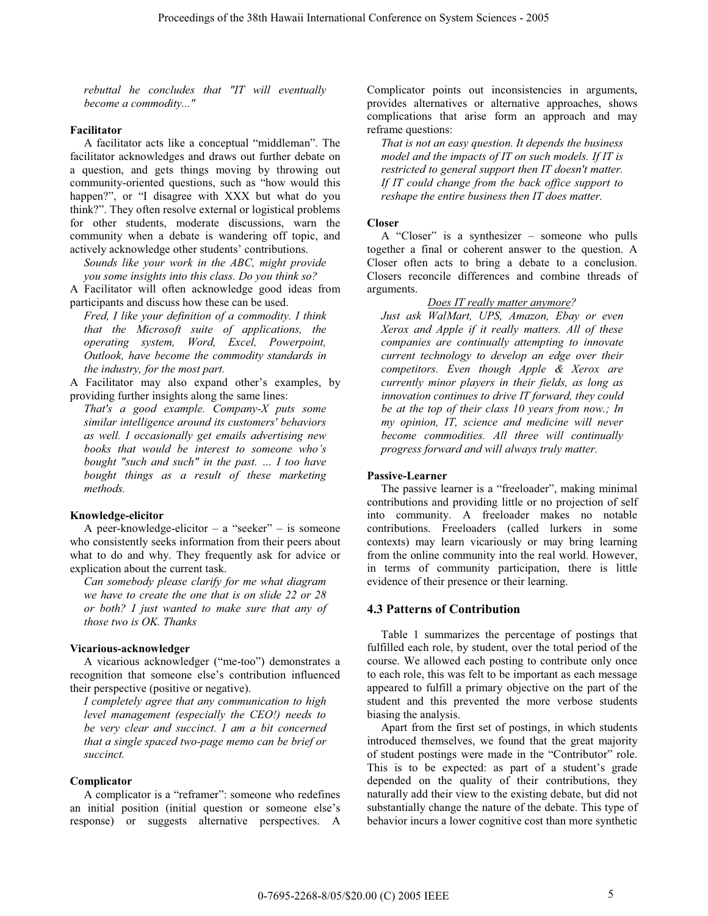*rebuttal he concludes that "IT will eventually become a commodity..."*

**Facilitator**

A facilitator acts like a conceptual "middleman". The facilitator acknowledges and draws out further debate on a question, and gets things moving by throwing out community-oriented questions, such as "how would this happen?", or "I disagree with XXX but what do you think?". They often resolve external or logistical problems for other students, moderate discussions, warn the community when a debate is wandering off topic, and actively acknowledge other students' contributions.

> *Sounds like your work in the ABC, might provide you some insights into this class. Do you think so?*

A Facilitator will often acknowledge good ideas from participants and discuss how these can be used.

> *Fred, I like your definition of a commodity. I think that the Microsoft suite of applications, the operating system, Word, Excel, Powerpoint, Outlook, have become the commodity standards in the industry, for the most part.*

A Facilitator may also expand other's examples, by providing further insights along the same lines:

> *That's a good example. Company-X puts some similar intelligence around its customers' behaviors as well. I occasionally get emails advertising new books that would be interest to someone who's bought "such and such" in the past. … I too have bought things as a result of these marketing methods.*

**Knowledge-elicitor**

A peer-knowledge-elicitor – a "seeker" – is someone who consistently seeks information from their peers about what to do and why. They frequently ask for advice or explication about the current task.

> *Can somebody please clarify for me what diagram we have to create the one that is on slide 22 or 28 or both? I just wanted to make sure that any of those two is OK. Thanks*

**Vicarious-acknowledger**

A vicarious acknowledger ("me-too") demonstrates a recognition that someone else's contribution influenced their perspective (positive or negative).

> *I completely agree that any communication to high level management (especially the CEO!) needs to be very clear and succinct. I am a bit concerned that a single spaced two-page memo can be brief or succinct.*

**Complicator**

A complicator is a "reframer": someone who redefines an initial position (initial question or someone else's response) or suggests alternative perspectives. A Complicator points out inconsistencies in arguments, provides alternatives or alternative approaches, shows complications that arise form an approach and may reframe questions:

> *That is not an easy question. It depends the business model and the impacts of IT on such models. If IT is restricted to general support then IT doesn't matter. If IT could change from the back office support to reshape the entire business then IT does matter.*

**Closer**

A "Closer" is a synthesizer – someone who pulls together a final or coherent answer to the question. A Closer often acts to bring a debate to a conclusion. Closers reconcile differences and combine threads of arguments.

> *Does IT really matter anymore?*
> *Just ask WalMart, UPS, Amazon, Ebay or even Xerox and Apple if it really matters. All of these companies are continually attempting to innovate current technology to develop an edge over their competitors. Even though Apple & Xerox are currently minor players in their fields, as long as innovation continues to drive IT forward, they could be at the top of their class 10 years from now.; In my opinion, IT, science and medicine will never become commodities. All three will continually progress forward and will always truly matter.*

**Passive-Learner**

The passive learner is a "freeloader", making minimal contributions and providing little or no projection of self into community. A freeloader makes no notable contributions. Freeloaders (called lurkers in some contexts) may learn vicariously or may bring learning from the online community into the real world. However, in terms of community participation, there is little evidence of their presence or their learning.

## 4.3 Patterns of Contribution

Table 1 summarizes the percentage of postings that fulfilled each role, by student, over the total period of the course. We allowed each posting to contribute only once to each role, this was felt to be important as each message appeared to fulfill a primary objective on the part of the student and this prevented the more verbose students biasing the analysis.

Apart from the first set of postings, in which students introduced themselves, we found that the great majority of student postings were made in the "Contributor" role. This is to be expected: as part of a student's grade depended on the quality of their contributions, they naturally add their view to the existing debate, but did not substantially change the nature of the debate. This type of behavior incurs a lower cognitive cost than more synthetic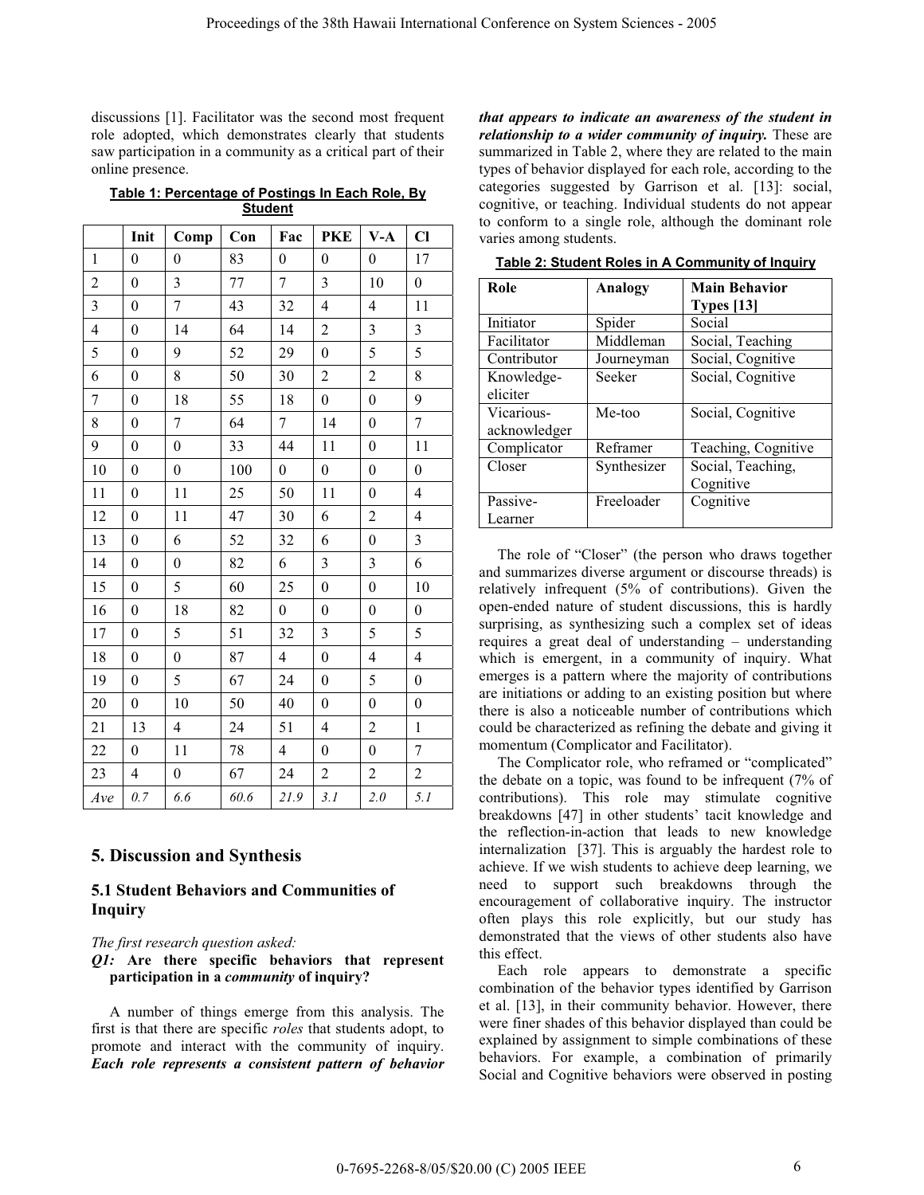discussions [1]. Facilitator was the second most frequent role adopted, which demonstrates clearly that students saw participation in a community as a critical part of their online presence.

**Table 1: Percentage of Postings In Each Role, By Student**

| | Init | Comp | Con | Fac | PKE | V-A | Cl |
|---|---|---|---|---|---|---|---|
| 1 | 0 | 0 | 83 | 0 | 0 | 0 | 17 |
| 2 | 0 | 3 | 77 | 7 | 3 | 10 | 0 |
| 3 | 0 | 7 | 43 | 32 | 4 | 4 | 11 |
| 4 | 0 | 14 | 64 | 14 | 2 | 3 | 3 |
| 5 | 0 | 9 | 52 | 29 | 0 | 5 | 5 |
| 6 | 0 | 8 | 50 | 30 | 2 | 2 | 8 |
| 7 | 0 | 18 | 55 | 18 | 0 | 0 | 9 |
| 8 | 0 | 7 | 64 | 7 | 14 | 0 | 7 |
| 9 | 0 | 0 | 33 | 44 | 11 | 0 | 11 |
| 10 | 0 | 0 | 100 | 0 | 0 | 0 | 0 |
| 11 | 0 | 11 | 25 | 50 | 11 | 0 | 4 |
| 12 | 0 | 11 | 47 | 30 | 6 | 2 | 4 |
| 13 | 0 | 6 | 52 | 32 | 6 | 0 | 3 |
| 14 | 0 | 0 | 82 | 6 | 3 | 3 | 6 |
| 15 | 0 | 5 | 60 | 25 | 0 | 0 | 10 |
| 16 | 0 | 18 | 82 | 0 | 0 | 0 | 0 |
| 17 | 0 | 5 | 51 | 32 | 3 | 5 | 5 |
| 18 | 0 | 0 | 87 | 4 | 0 | 4 | 4 |
| 19 | 0 | 5 | 67 | 24 | 0 | 5 | 0 |
| 20 | 0 | 10 | 50 | 40 | 0 | 0 | 0 |
| 21 | 13 | 4 | 24 | 51 | 4 | 2 | 1 |
| 22 | 0 | 11 | 78 | 4 | 0 | 0 | 7 |
| 23 | 4 | 0 | 67 | 24 | 2 | 2 | 2 |
| *Ave* | *0.7* | *6.6* | *60.6* | *21.9* | *3.1* | *2.0* | *5.1* |

## 5. Discussion and Synthesis

### 5.1 Student Behaviors and Communities of Inquiry

*The first research question asked:*

***Q1:*** **Are there specific behaviors that represent participation in a *community* of inquiry?**

A number of things emerge from this analysis. The first is that there are specific *roles* that students adopt, to promote and interact with the community of inquiry. ***Each role represents a consistent pattern of behavior that appears to indicate an awareness of the student in relationship to a wider community of inquiry.*** These are summarized in Table 2, where they are related to the main types of behavior displayed for each role, according to the categories suggested by Garrison et al. [13]: social, cognitive, or teaching. Individual students do not appear to conform to a single role, although the dominant role varies among students.

**Table 2: Student Roles in A Community of Inquiry**

| Role | Analogy | Main Behavior Types [13] |
|---|---|---|
| Initiator | Spider | Social |
| Facilitator | Middleman | Social, Teaching |
| Contributor | Journeyman | Social, Cognitive |
| Knowledge-eliciter | Seeker | Social, Cognitive |
| Vicarious-acknowledger | Me-too | Social, Cognitive |
| Complicator | Reframer | Teaching, Cognitive |
| Closer | Synthesizer | Social, Teaching, Cognitive |
| Passive-Learner | Freeloader | Cognitive |

The role of "Closer" (the person who draws together and summarizes diverse argument or discourse threads) is relatively infrequent (5% of contributions). Given the open-ended nature of student discussions, this is hardly surprising, as synthesizing such a complex set of ideas requires a great deal of understanding – understanding which is emergent, in a community of inquiry. What emerges is a pattern where the majority of contributions are initiations or adding to an existing position but where there is also a noticeable number of contributions which could be characterized as refining the debate and giving it momentum (Complicator and Facilitator).

The Complicator role, who reframed or "complicated" the debate on a topic, was found to be infrequent (7% of contributions). This role may stimulate cognitive breakdowns [47] in other students' tacit knowledge and the reflection-in-action that leads to new knowledge internalization [37]. This is arguably the hardest role to achieve. If we wish students to achieve deep learning, we need to support such breakdowns through the encouragement of collaborative inquiry. The instructor often plays this role explicitly, but our study has demonstrated that the views of other students also have this effect.

Each role appears to demonstrate a specific combination of the behavior types identified by Garrison et al. [13], in their community behavior. However, there were finer shades of this behavior displayed than could be explained by assignment to simple combinations of these behaviors. For example, a combination of primarily Social and Cognitive behaviors were observed in posting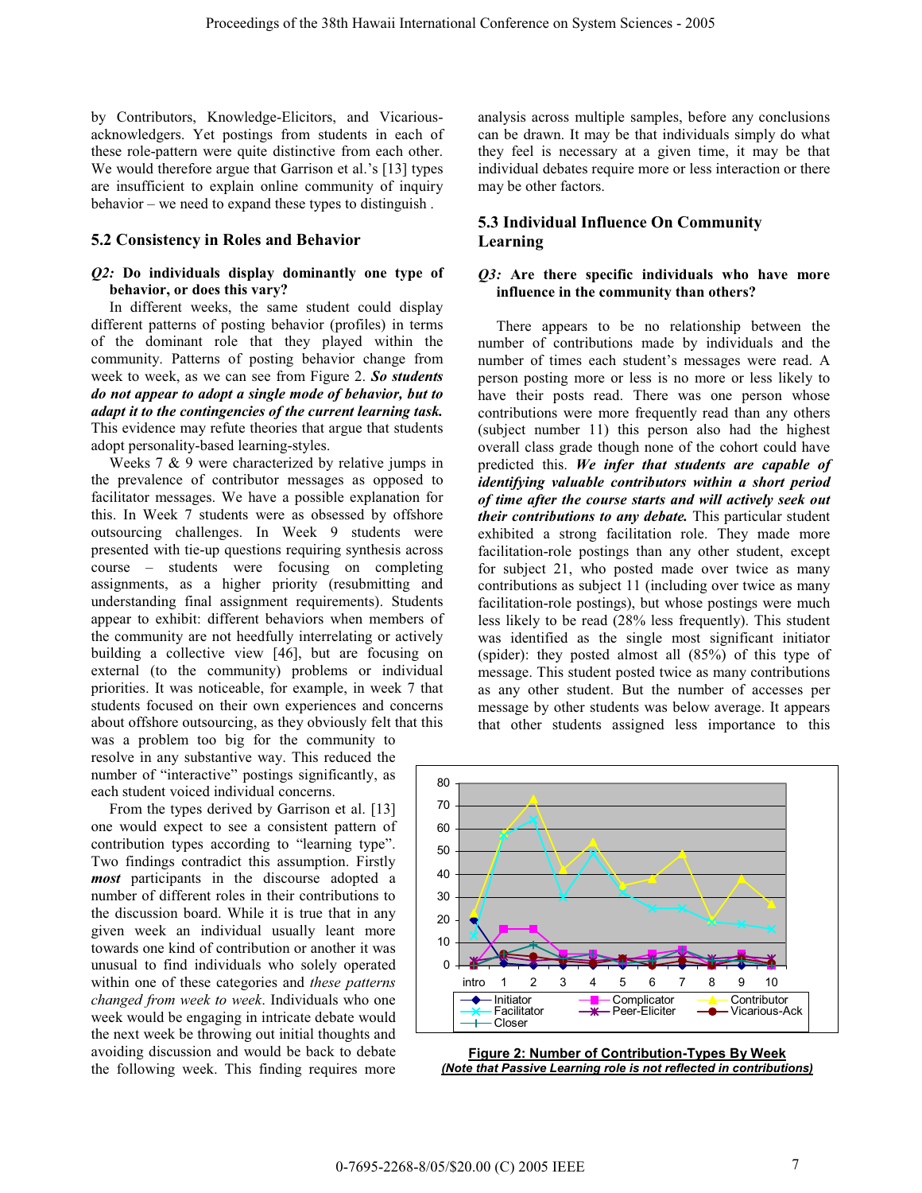by Contributors, Knowledge-Elicitors, and Vicarious-acknowledgers. Yet postings from students in each of these role-pattern were quite distinctive from each other. We would therefore argue that Garrison et al.'s [13] types are insufficient to explain online community of inquiry behavior – we need to expand these types to distinguish .

### 5.2 Consistency in Roles and Behavior

***Q2:* Do individuals display dominantly one type of behavior, or does this vary?**

In different weeks, the same student could display different patterns of posting behavior (profiles) in terms of the dominant role that they played within the community. Patterns of posting behavior change from week to week, as we can see from Figure 2. ***So students do not appear to adopt a single mode of behavior, but to adapt it to the contingencies of the current learning task.*** This evidence may refute theories that argue that students adopt personality-based learning-styles.

Weeks 7 & 9 were characterized by relative jumps in the prevalence of contributor messages as opposed to facilitator messages. We have a possible explanation for this. In Week 7 students were as obsessed by offshore outsourcing challenges. In Week 9 students were presented with tie-up questions requiring synthesis across course – students were focusing on completing assignments, as a higher priority (resubmitting and understanding final assignment requirements). Students appear to exhibit: different behaviors when members of the community are not heedfully interrelating or actively building a collective view [46], but are focusing on external (to the community) problems or individual priorities. It was noticeable, for example, in week 7 that students focused on their own experiences and concerns about offshore outsourcing, as they obviously felt that this was a problem too big for the community to resolve in any substantive way. This reduced the number of "interactive" postings significantly, as each student voiced individual concerns.

From the types derived by Garrison et al. [13] one would expect to see a consistent pattern of contribution types according to "learning type". Two findings contradict this assumption. Firstly ***most*** participants in the discourse adopted a number of different roles in their contributions to the discussion board. While it is true that in any given week an individual usually leant more towards one kind of contribution or another it was unusual to find individuals who solely operated within one of these categories and *these patterns changed from week to week*. Individuals who one week would be engaging in intricate debate would the next week be throwing out initial thoughts and avoiding discussion and would be back to debate the following week. This finding requires more analysis across multiple samples, before any conclusions can be drawn. It may be that individuals simply do what they feel is necessary at a given time, it may be that individual debates require more or less interaction or there may be other factors.

### 5.3 Individual Influence On Community Learning

***Q3:* Are there specific individuals who have more influence in the community than others?**

There appears to be no relationship between the number of contributions made by individuals and the number of times each student's messages were read. A person posting more or less is no more or less likely to have their posts read. There was one person whose contributions were more frequently read than any others (subject number 11) this person also had the highest overall class grade though none of the cohort could have predicted this. ***We infer that students are capable of identifying valuable contributors within a short period of time after the course starts and will actively seek out their contributions to any debate.*** This particular student exhibited a strong facilitation role. They made more facilitation-role postings than any other student, except for subject 21, who posted made over twice as many contributions as subject 11 (including over twice as many facilitation-role postings), but whose postings were much less likely to be read (28% less frequently). This student was identified as the single most significant initiator (spider): they posted almost all (85%) of this type of message. This student posted twice as many contributions as any other student. But the number of accesses per message by other students was below average. It appears that other students assigned less importance to this

**Figure 2: Number of Contribution-Types By Week**
***(Note that Passive Learning role is not reflected in contributions)***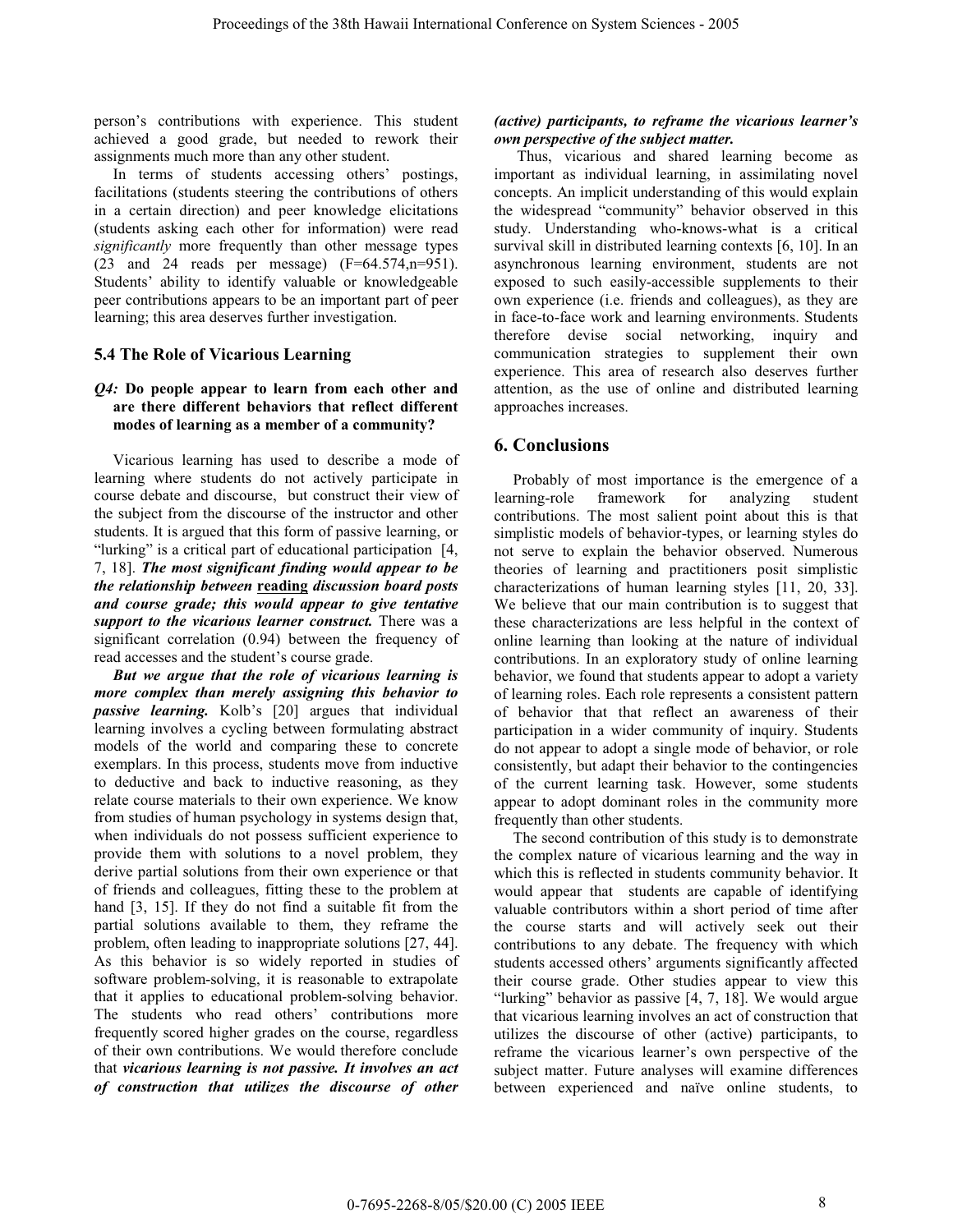person's contributions with experience. This student achieved a good grade, but needed to rework their assignments much more than any other student.

In terms of students accessing others' postings, facilitations (students steering the contributions of others in a certain direction) and peer knowledge elicitations (students asking each other for information) were read *significantly* more frequently than other message types (23 and 24 reads per message) ($F=64.574, n=951$). Students' ability to identify valuable or knowledgeable peer contributions appears to be an important part of peer learning; this area deserves further investigation.

### 5.4 The Role of Vicarious Learning

***Q4:*** **Do people appear to learn from each other and are there different behaviors that reflect different modes of learning as a member of a community?**

Vicarious learning has used to describe a mode of learning where students do not actively participate in course debate and discourse, but construct their view of the subject from the discourse of the instructor and other students. It is argued that this form of passive learning, or "lurking" is a critical part of educational participation [4, 7, 18]. ***The most significant finding would appear to be the relationship between*** **reading** ***discussion board posts and course grade; this would appear to give tentative support to the vicarious learner construct.*** There was a significant correlation (0.94) between the frequency of read accesses and the student's course grade.

***But we argue that the role of vicarious learning is more complex than merely assigning this behavior to passive learning.*** Kolb's [20] argues that individual learning involves a cycling between formulating abstract models of the world and comparing these to concrete exemplars. In this process, students move from inductive to deductive and back to inductive reasoning, as they relate course materials to their own experience. We know from studies of human psychology in systems design that, when individuals do not possess sufficient experience to provide them with solutions to a novel problem, they derive partial solutions from their own experience or that of friends and colleagues, fitting these to the problem at hand [3, 15]. If they do not find a suitable fit from the partial solutions available to them, they reframe the problem, often leading to inappropriate solutions [27, 44]. As this behavior is so widely reported in studies of software problem-solving, it is reasonable to extrapolate that it applies to educational problem-solving behavior. The students who read others' contributions more frequently scored higher grades on the course, regardless of their own contributions. We would therefore conclude that ***vicarious learning is not passive. It involves an act of construction that utilizes the discourse of other (active) participants, to reframe the vicarious learner's own perspective of the subject matter.***

Thus, vicarious and shared learning become as important as individual learning, in assimilating novel concepts. An implicit understanding of this would explain the widespread "community" behavior observed in this study. Understanding who-knows-what is a critical survival skill in distributed learning contexts [6, 10]. In an asynchronous learning environment, students are not exposed to such easily-accessible supplements to their own experience (i.e. friends and colleagues), as they are in face-to-face work and learning environments. Students therefore devise social networking, inquiry and communication strategies to supplement their own experience. This area of research also deserves further attention, as the use of online and distributed learning approaches increases.

## 6. Conclusions

Probably of most importance is the emergence of a learning-role framework for analyzing student contributions. The most salient point about this is that simplistic models of behavior-types, or learning styles do not serve to explain the behavior observed. Numerous theories of learning and practitioners posit simplistic characterizations of human learning styles [11, 20, 33]. We believe that our main contribution is to suggest that these characterizations are less helpful in the context of online learning than looking at the nature of individual contributions. In an exploratory study of online learning behavior, we found that students appear to adopt a variety of learning roles. Each role represents a consistent pattern of behavior that that reflect an awareness of their participation in a wider community of inquiry. Students do not appear to adopt a single mode of behavior, or role consistently, but adapt their behavior to the contingencies of the current learning task. However, some students appear to adopt dominant roles in the community more frequently than other students.

The second contribution of this study is to demonstrate the complex nature of vicarious learning and the way in which this is reflected in students community behavior. It would appear that students are capable of identifying valuable contributors within a short period of time after the course starts and will actively seek out their contributions to any debate. The frequency with which students accessed others' arguments significantly affected their course grade. Other studies appear to view this "lurking" behavior as passive [4, 7, 18]. We would argue that vicarious learning involves an act of construction that utilizes the discourse of other (active) participants, to reframe the vicarious learner's own perspective of the subject matter. Future analyses will examine differences between experienced and naïve online students, to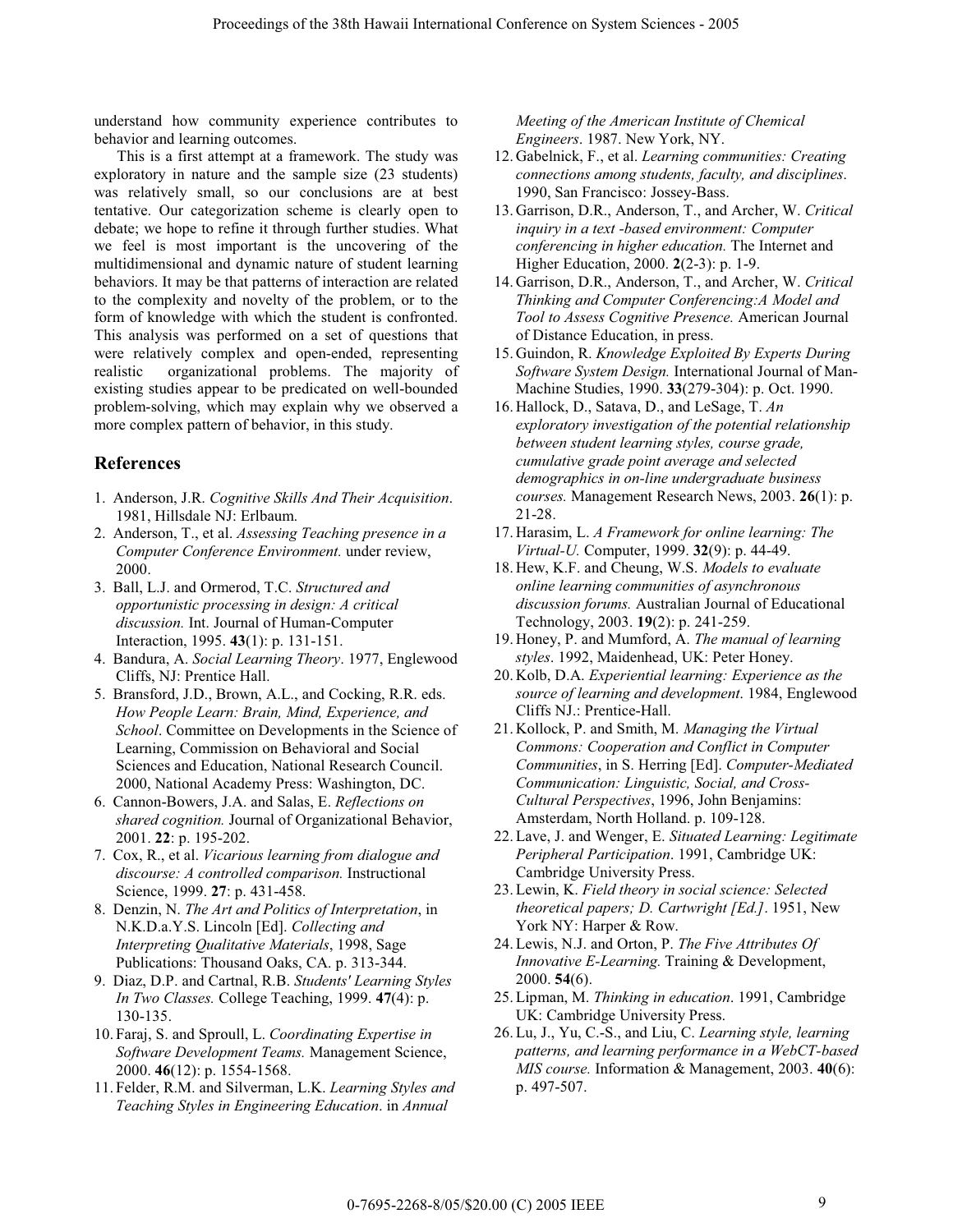understand how community experience contributes to behavior and learning outcomes.

This is a first attempt at a framework. The study was exploratory in nature and the sample size (23 students) was relatively small, so our conclusions are at best tentative. Our categorization scheme is clearly open to debate; we hope to refine it through further studies. What we feel is most important is the uncovering of the multidimensional and dynamic nature of student learning behaviors. It may be that patterns of interaction are related to the complexity and novelty of the problem, or to the form of knowledge with which the student is confronted. This analysis was performed on a set of questions that were relatively complex and open-ended, representing realistic organizational problems. The majority of existing studies appear to be predicated on well-bounded problem-solving, which may explain why we observed a more complex pattern of behavior, in this study.

## References

1. Anderson, J.R. *Cognitive Skills And Their Acquisition*. 1981, Hillsdale NJ: Erlbaum.
2. Anderson, T., et al. *Assessing Teaching presence in a Computer Conference Environment.* under review, 2000.
3. Ball, L.J. and Ormerod, T.C. *Structured and opportunistic processing in design: A critical discussion.* Int. Journal of Human-Computer Interaction, 1995. **43**(1): p. 131-151.
4. Bandura, A. *Social Learning Theory*. 1977, Englewood Cliffs, NJ: Prentice Hall.
5. Bransford, J.D., Brown, A.L., and Cocking, R.R. eds. *How People Learn: Brain, Mind, Experience, and School*. Committee on Developments in the Science of Learning, Commission on Behavioral and Social Sciences and Education, National Research Council. 2000, National Academy Press: Washington, DC.
6. Cannon-Bowers, J.A. and Salas, E. *Reflections on shared cognition.* Journal of Organizational Behavior, 2001. **22**: p. 195-202.
7. Cox, R., et al. *Vicarious learning from dialogue and discourse: A controlled comparison.* Instructional Science, 1999. **27**: p. 431-458.
8. Denzin, N. *The Art and Politics of Interpretation*, in N.K.D.a.Y.S. Lincoln [Ed]. *Collecting and Interpreting Qualitative Materials*, 1998, Sage Publications: Thousand Oaks, CA. p. 313-344.
9. Diaz, D.P. and Cartnal, R.B. *Students' Learning Styles In Two Classes.* College Teaching, 1999. **47**(4): p. 130-135.
10. Faraj, S. and Sproull, L. *Coordinating Expertise in Software Development Teams.* Management Science, 2000. **46**(12): p. 1554-1568.
11. Felder, R.M. and Silverman, L.K. *Learning Styles and Teaching Styles in Engineering Education*. in *Annual Meeting of the American Institute of Chemical Engineers*. 1987. New York, NY.
12. Gabelnick, F., et al. *Learning communities: Creating connections among students, faculty, and disciplines*. 1990, San Francisco: Jossey-Bass.
13. Garrison, D.R., Anderson, T., and Archer, W. *Critical inquiry in a text -based environment: Computer conferencing in higher education.* The Internet and Higher Education, 2000. **2**(2-3): p. 1-9.
14. Garrison, D.R., Anderson, T., and Archer, W. *Critical Thinking and Computer Conferencing:A Model and Tool to Assess Cognitive Presence.* American Journal of Distance Education, in press.
15. Guindon, R. *Knowledge Exploited By Experts During Software System Design.* International Journal of Man-Machine Studies, 1990. **33**(279-304): p. Oct. 1990.
16. Hallock, D., Satava, D., and LeSage, T. *An exploratory investigation of the potential relationship between student learning styles, course grade, cumulative grade point average and selected demographics in on-line undergraduate business courses.* Management Research News, 2003. **26**(1): p. 21-28.
17. Harasim, L. *A Framework for online learning: The Virtual-U.* Computer, 1999. **32**(9): p. 44-49.
18. Hew, K.F. and Cheung, W.S. *Models to evaluate online learning communities of asynchronous discussion forums.* Australian Journal of Educational Technology, 2003. **19**(2): p. 241-259.
19. Honey, P. and Mumford, A. *The manual of learning styles*. 1992, Maidenhead, UK: Peter Honey.
20. Kolb, D.A. *Experiential learning: Experience as the source of learning and development*. 1984, Englewood Cliffs NJ.: Prentice-Hall.
21. Kollock, P. and Smith, M. *Managing the Virtual Commons: Cooperation and Conflict in Computer Communities*, in S. Herring [Ed]. *Computer-Mediated Communication: Linguistic, Social, and Cross-Cultural Perspectives*, 1996, John Benjamins: Amsterdam, North Holland. p. 109-128.
22. Lave, J. and Wenger, E. *Situated Learning: Legitimate Peripheral Participation*. 1991, Cambridge UK: Cambridge University Press.
23. Lewin, K. *Field theory in social science: Selected theoretical papers; D. Cartwright [Ed.]*. 1951, New York NY: Harper & Row.
24. Lewis, N.J. and Orton, P. *The Five Attributes Of Innovative E-Learning.* Training & Development, 2000. **54**(6).
25. Lipman, M. *Thinking in education*. 1991, Cambridge UK: Cambridge University Press.
26. Lu, J., Yu, C.-S., and Liu, C. *Learning style, learning patterns, and learning performance in a WebCT-based MIS course.* Information & Management, 2003. **40**(6): p. 497-507.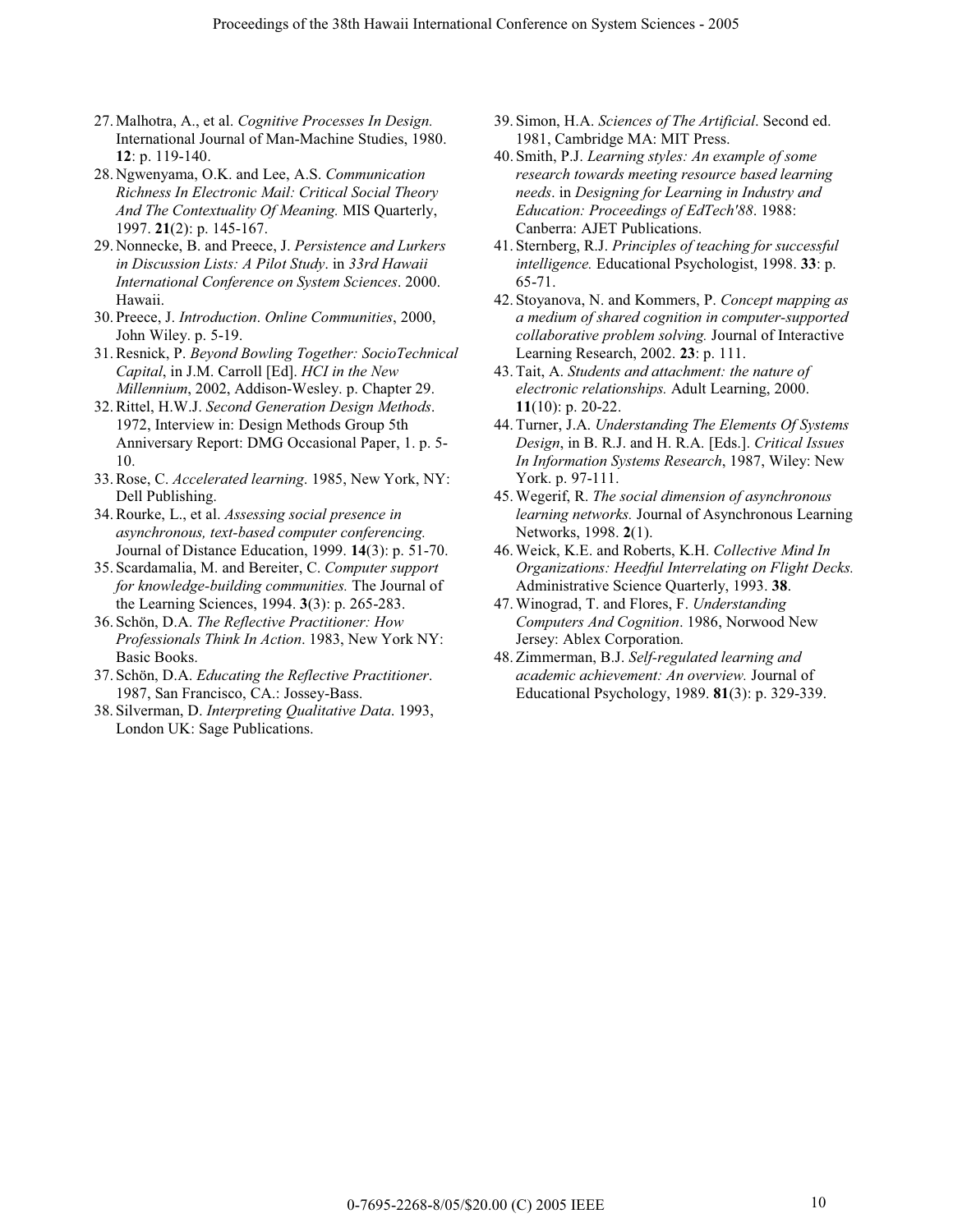27. Malhotra, A., et al. *Cognitive Processes In Design.* International Journal of Man-Machine Studies, 1980. **12**: p. 119-140.
28. Ngwenyama, O.K. and Lee, A.S. *Communication Richness In Electronic Mail: Critical Social Theory And The Contextuality Of Meaning.* MIS Quarterly, 1997. **21**(2): p. 145-167.
29. Nonnecke, B. and Preece, J. *Persistence and Lurkers in Discussion Lists: A Pilot Study*. in *33rd Hawaii International Conference on System Sciences*. 2000. Hawaii.
30. Preece, J. *Introduction*. *Online Communities*, 2000, John Wiley. p. 5-19.
31. Resnick, P. *Beyond Bowling Together: SocioTechnical Capital*, in J.M. Carroll [Ed]. *HCI in the New Millennium*, 2002, Addison-Wesley. p. Chapter 29.
32. Rittel, H.W.J. *Second Generation Design Methods*. 1972, Interview in: Design Methods Group 5th Anniversary Report: DMG Occasional Paper, 1. p. 5-10.
33. Rose, C. *Accelerated learning*. 1985, New York, NY: Dell Publishing.
34. Rourke, L., et al. *Assessing social presence in asynchronous, text-based computer conferencing.* Journal of Distance Education, 1999. **14**(3): p. 51-70.
35. Scardamalia, M. and Bereiter, C. *Computer support for knowledge-building communities.* The Journal of the Learning Sciences, 1994. **3**(3): p. 265-283.
36. Schön, D.A. *The Reflective Practitioner: How Professionals Think In Action*. 1983, New York NY: Basic Books.
37. Schön, D.A. *Educating the Reflective Practitioner*. 1987, San Francisco, CA.: Jossey-Bass.
38. Silverman, D. *Interpreting Qualitative Data*. 1993, London UK: Sage Publications.
39. Simon, H.A. *Sciences of The Artificial*. Second ed. 1981, Cambridge MA: MIT Press.
40. Smith, P.J. *Learning styles: An example of some research towards meeting resource based learning needs*. in *Designing for Learning in Industry and Education: Proceedings of EdTech'88*. 1988: Canberra: AJET Publications.
41. Sternberg, R.J. *Principles of teaching for successful intelligence.* Educational Psychologist, 1998. **33**: p. 65-71.
42. Stoyanova, N. and Kommers, P. *Concept mapping as a medium of shared cognition in computer-supported collaborative problem solving.* Journal of Interactive Learning Research, 2002. **23**: p. 111.
43. Tait, A. *Students and attachment: the nature of electronic relationships.* Adult Learning, 2000. **11**(10): p. 20-22.
44. Turner, J.A. *Understanding The Elements Of Systems Design*, in B. R.J. and H. R.A. [Eds.]. *Critical Issues In Information Systems Research*, 1987, Wiley: New York. p. 97-111.
45. Wegerif, R. *The social dimension of asynchronous learning networks.* Journal of Asynchronous Learning Networks, 1998. **2**(1).
46. Weick, K.E. and Roberts, K.H. *Collective Mind In Organizations: Heedful Interrelating on Flight Decks.* Administrative Science Quarterly, 1993. **38**.
47. Winograd, T. and Flores, F. *Understanding Computers And Cognition*. 1986, Norwood New Jersey: Ablex Corporation.
48. Zimmerman, B.J. *Self-regulated learning and academic achievement: An overview.* Journal of Educational Psychology, 1989. **81**(3): p. 329-339.